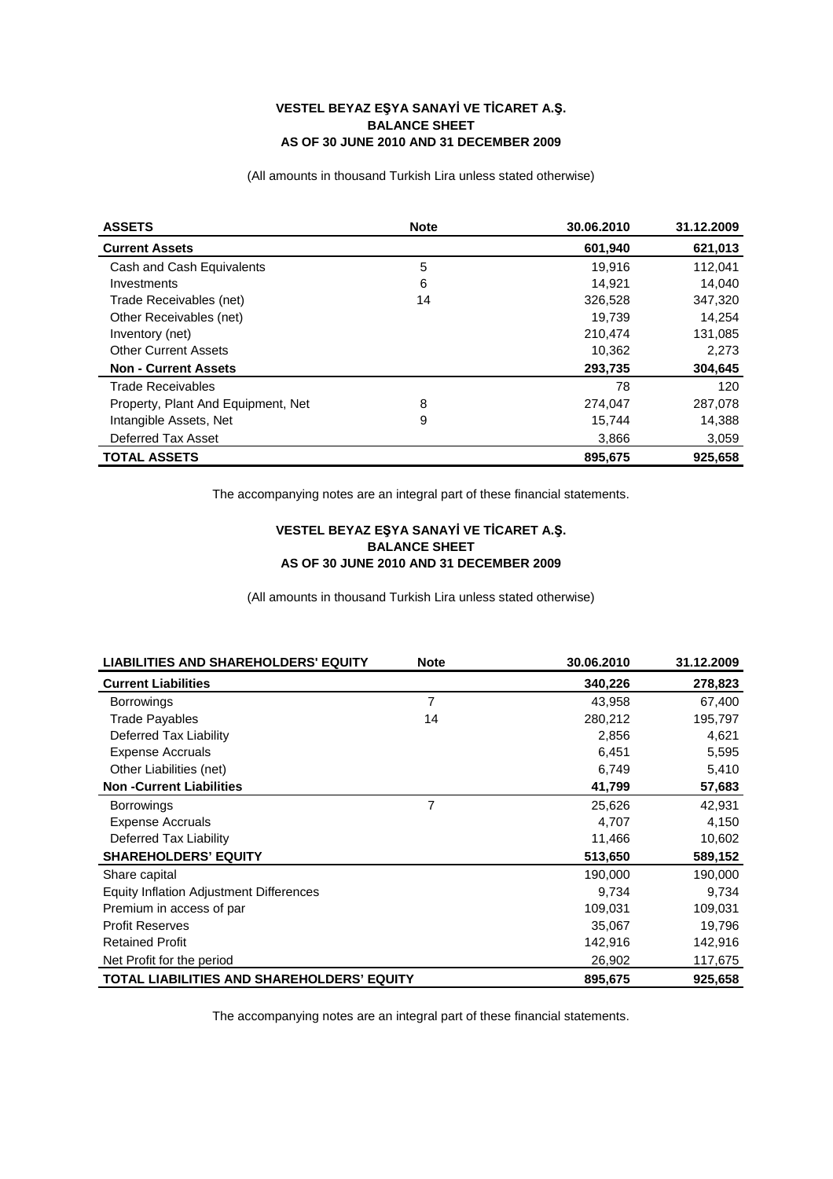**VESTEL BEYAZ EŞYA SANAYİ VE TİCARET A.Ş.**
**BALANCE SHEET**
**AS OF 30 JUNE 2010 AND 31 DECEMBER 2009**

(All amounts in thousand Turkish Lira unless stated otherwise)

| ASSETS | Note | 30.06.2010 | 31.12.2009 |
|---|---|---|---|
| **Current Assets** | | **601,940** | **621,013** |
| Cash and Cash Equivalents | 5 | 19,916 | 112,041 |
| Investments | 6 | 14,921 | 14,040 |
| Trade Receivables (net) | 14 | 326,528 | 347,320 |
| Other Receivables (net) | | 19,739 | 14,254 |
| Inventory (net) | | 210,474 | 131,085 |
| Other Current Assets | | 10,362 | 2,273 |
| **Non - Current Assets** | | **293,735** | **304,645** |
| Trade Receivables | | 78 | 120 |
| Property, Plant And Equipment, Net | 8 | 274,047 | 287,078 |
| Intangible Assets, Net | 9 | 15,744 | 14,388 |
| Deferred Tax Asset | | 3,866 | 3,059 |
| **TOTAL ASSETS** | | **895,675** | **925,658** |

The accompanying notes are an integral part of these financial statements.

**VESTEL BEYAZ EŞYA SANAYİ VE TİCARET A.Ş.**
**BALANCE SHEET**
**AS OF 30 JUNE 2010 AND 31 DECEMBER 2009**

(All amounts in thousand Turkish Lira unless stated otherwise)

| LIABILITIES AND SHAREHOLDERS' EQUITY | Note | 30.06.2010 | 31.12.2009 |
|---|---|---|---|
| **Current Liabilities** | | **340,226** | **278,823** |
| Borrowings | 7 | 43,958 | 67,400 |
| Trade Payables | 14 | 280,212 | 195,797 |
| Deferred Tax Liability | | 2,856 | 4,621 |
| Expense Accruals | | 6,451 | 5,595 |
| Other Liabilities (net) | | 6,749 | 5,410 |
| **Non -Current Liabilities** | | **41,799** | **57,683** |
| Borrowings | 7 | 25,626 | 42,931 |
| Expense Accruals | | 4,707 | 4,150 |
| Deferred Tax Liability | | 11,466 | 10,602 |
| **SHAREHOLDERS' EQUITY** | | **513,650** | **589,152** |
| Share capital | | 190,000 | 190,000 |
| Equity Inflation Adjustment Differences | | 9,734 | 9,734 |
| Premium in access of par | | 109,031 | 109,031 |
| Profit Reserves | | 35,067 | 19,796 |
| Retained Profit | | 142,916 | 142,916 |
| Net Profit for the period | | 26,902 | 117,675 |
| **TOTAL LIABILITIES AND SHAREHOLDERS' EQUITY** | | **895,675** | **925,658** |

The accompanying notes are an integral part of these financial statements.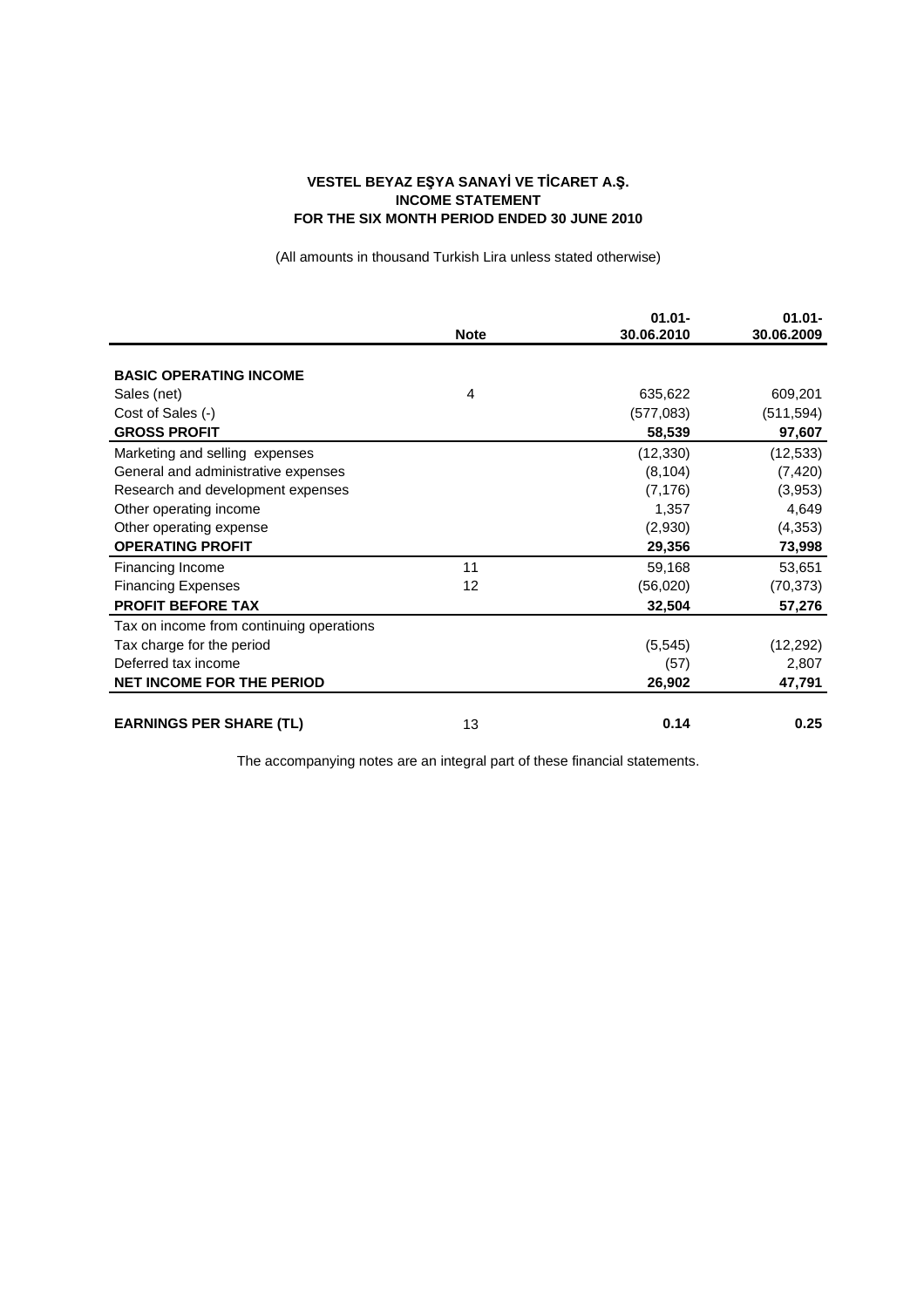**VESTEL BEYAZ EŞYA SANAYİ VE TİCARET A.Ş.**
**INCOME STATEMENT**
**FOR THE SIX MONTH PERIOD ENDED 30 JUNE 2010**

(All amounts in thousand Turkish Lira unless stated otherwise)

| | Note | 01.01-30.06.2010 | 01.01-30.06.2009 |
|---|---|---|---|
| **BASIC OPERATING INCOME** | | | |
| Sales (net) | 4 | 635,622 | 609,201 |
| Cost of Sales (-) | | (577,083) | (511,594) |
| **GROSS PROFIT** | | **58,539** | **97,607** |
| Marketing and selling expenses | | (12,330) | (12,533) |
| General and administrative expenses | | (8,104) | (7,420) |
| Research and development expenses | | (7,176) | (3,953) |
| Other operating income | | 1,357 | 4,649 |
| Other operating expense | | (2,930) | (4,353) |
| **OPERATING PROFIT** | | **29,356** | **73,998** |
| Financing Income | 11 | 59,168 | 53,651 |
| Financing Expenses | 12 | (56,020) | (70,373) |
| **PROFIT BEFORE TAX** | | **32,504** | **57,276** |
| Tax on income from continuing operations | | | |
| Tax charge for the period | | (5,545) | (12,292) |
| Deferred tax income | | (57) | 2,807 |
| **NET INCOME FOR THE PERIOD** | | **26,902** | **47,791** |
| | | | |
| **EARNINGS PER SHARE (TL)** | 13 | **0.14** | **0.25** |

The accompanying notes are an integral part of these financial statements.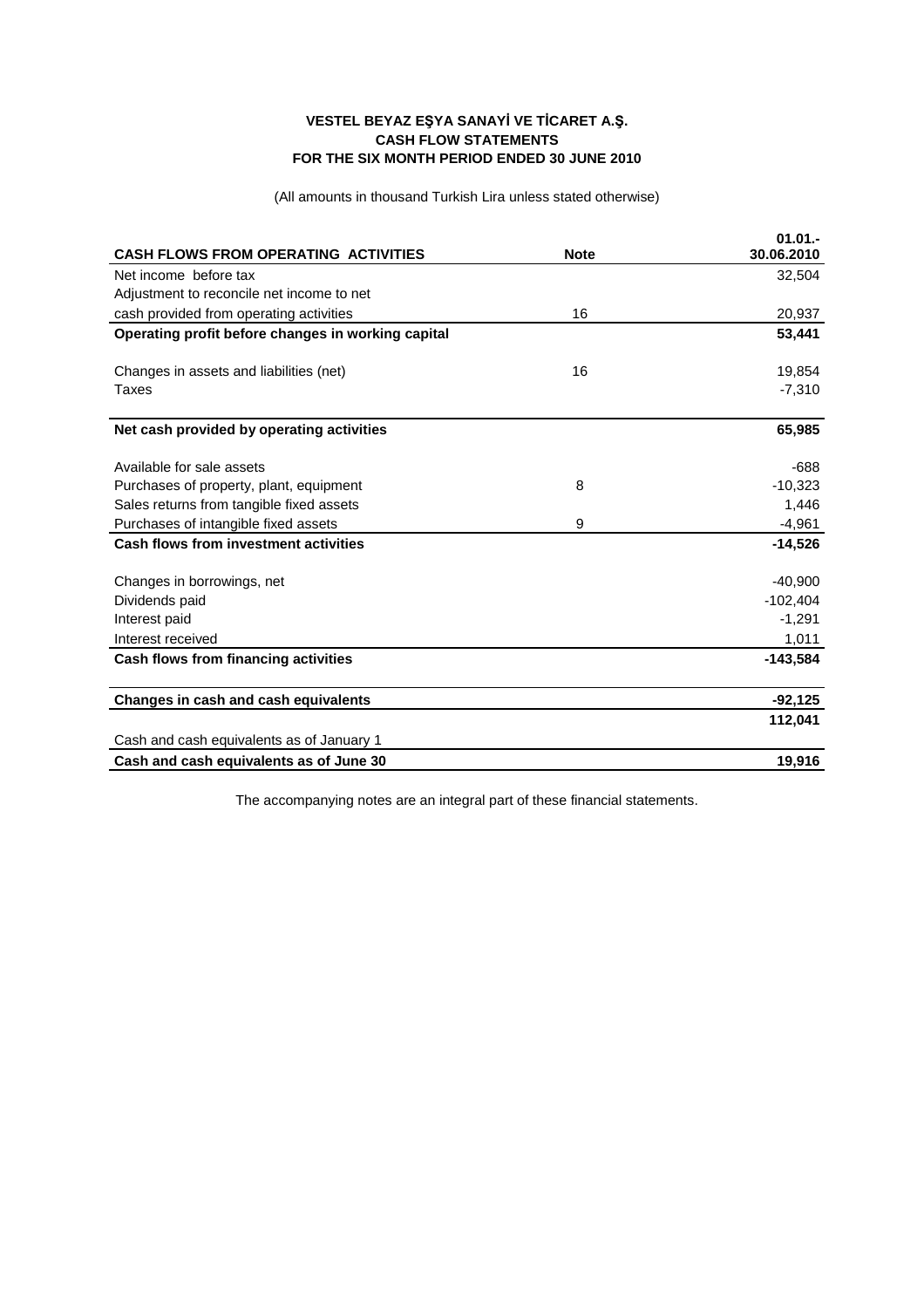**VESTEL BEYAZ EŞYA SANAYİ VE TİCARET A.Ş.**
**CASH FLOW STATEMENTS**
**FOR THE SIX MONTH PERIOD ENDED 30 JUNE 2010**

(All amounts in thousand Turkish Lira unless stated otherwise)

| CASH FLOWS FROM OPERATING ACTIVITIES | Note | 01.01.- 30.06.2010 |
|---|---|---|
| Net income before tax | | 32,504 |
| Adjustment to reconcile net income to net | | |
| cash provided from operating activities | 16 | 20,937 |
| **Operating profit before changes in working capital** | | **53,441** |
| Changes in assets and liabilities (net) | 16 | 19,854 |
| Taxes | | -7,310 |
| **Net cash provided by operating activities** | | **65,985** |
| Available for sale assets | | -688 |
| Purchases of property, plant, equipment | 8 | -10,323 |
| Sales returns from tangible fixed assets | | 1,446 |
| Purchases of intangible fixed assets | 9 | -4,961 |
| **Cash flows from investment activities** | | **-14,526** |
| Changes in borrowings, net | | -40,900 |
| Dividends paid | | -102,404 |
| Interest paid | | -1,291 |
| Interest received | | 1,011 |
| **Cash flows from financing activities** | | **-143,584** |
| **Changes in cash and cash equivalents** | | **-92,125** |
| Cash and cash equivalents as of January 1 | | **112,041** |
| **Cash and cash equivalents as of June 30** | | **19,916** |

The accompanying notes are an integral part of these financial statements.